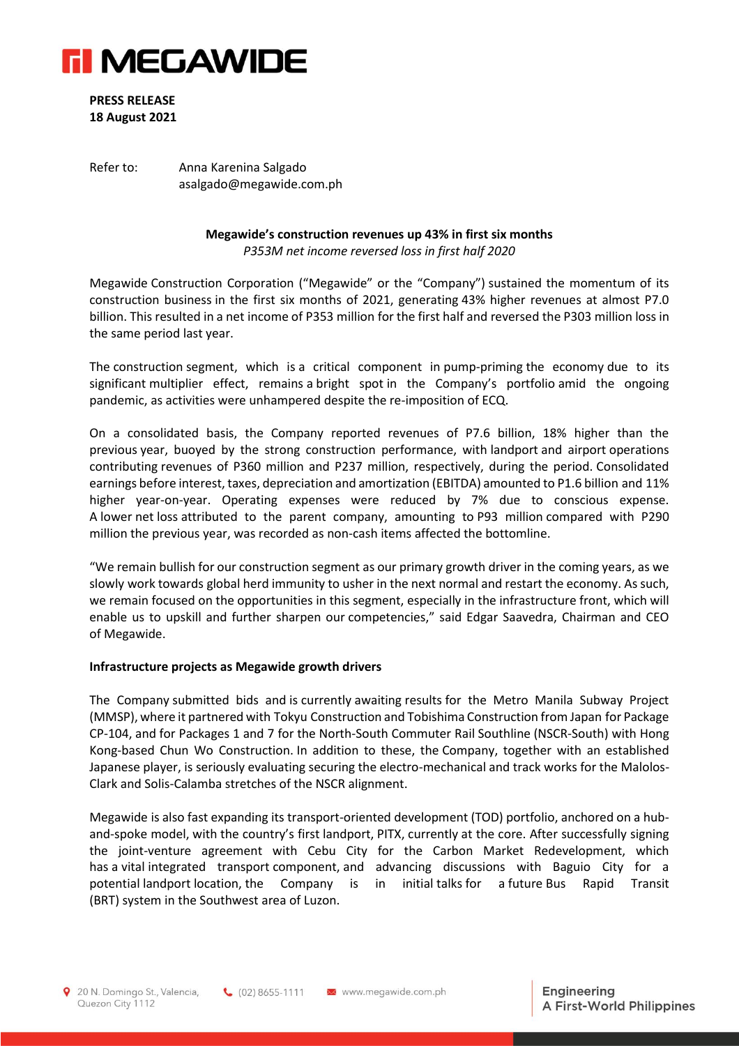# MEGAWIDE

**PRESS RELEASE**
**18 August 2021**

Refer to: Anna Karenina Salgado
asalgado@megawide.com.ph

**Megawide's construction revenues up 43% in first six months**
*P353M net income reversed loss in first half 2020*

Megawide Construction Corporation ("Megawide" or the "Company") sustained the momentum of its construction business in the first six months of 2021, generating 43% higher revenues at almost P7.0 billion. This resulted in a net income of P353 million for the first half and reversed the P303 million loss in the same period last year.

The construction segment, which is a critical component in pump-priming the economy due to its significant multiplier effect, remains a bright spot in the Company's portfolio amid the ongoing pandemic, as activities were unhampered despite the re-imposition of ECQ.

On a consolidated basis, the Company reported revenues of P7.6 billion, 18% higher than the previous year, buoyed by the strong construction performance, with landport and airport operations contributing revenues of P360 million and P237 million, respectively, during the period. Consolidated earnings before interest, taxes, depreciation and amortization (EBITDA) amounted to P1.6 billion and 11% higher year-on-year. Operating expenses were reduced by 7% due to conscious expense. A lower net loss attributed to the parent company, amounting to P93 million compared with P290 million the previous year, was recorded as non-cash items affected the bottomline.

"We remain bullish for our construction segment as our primary growth driver in the coming years, as we slowly work towards global herd immunity to usher in the next normal and restart the economy. As such, we remain focused on the opportunities in this segment, especially in the infrastructure front, which will enable us to upskill and further sharpen our competencies," said Edgar Saavedra, Chairman and CEO of Megawide.

**Infrastructure projects as Megawide growth drivers**

The Company submitted bids and is currently awaiting results for the Metro Manila Subway Project (MMSP), where it partnered with Tokyu Construction and Tobishima Construction from Japan for Package CP-104, and for Packages 1 and 7 for the North-South Commuter Rail Southline (NSCR-South) with Hong Kong-based Chun Wo Construction. In addition to these, the Company, together with an established Japanese player, is seriously evaluating securing the electro-mechanical and track works for the Malolos-Clark and Solis-Calamba stretches of the NSCR alignment.

Megawide is also fast expanding its transport-oriented development (TOD) portfolio, anchored on a hub-and-spoke model, with the country's first landport, PITX, currently at the core. After successfully signing the joint-venture agreement with Cebu City for the Carbon Market Redevelopment, which has a vital integrated transport component, and advancing discussions with Baguio City for a potential landport location, the Company is in initial talks for a future Bus Rapid Transit (BRT) system in the Southwest area of Luzon.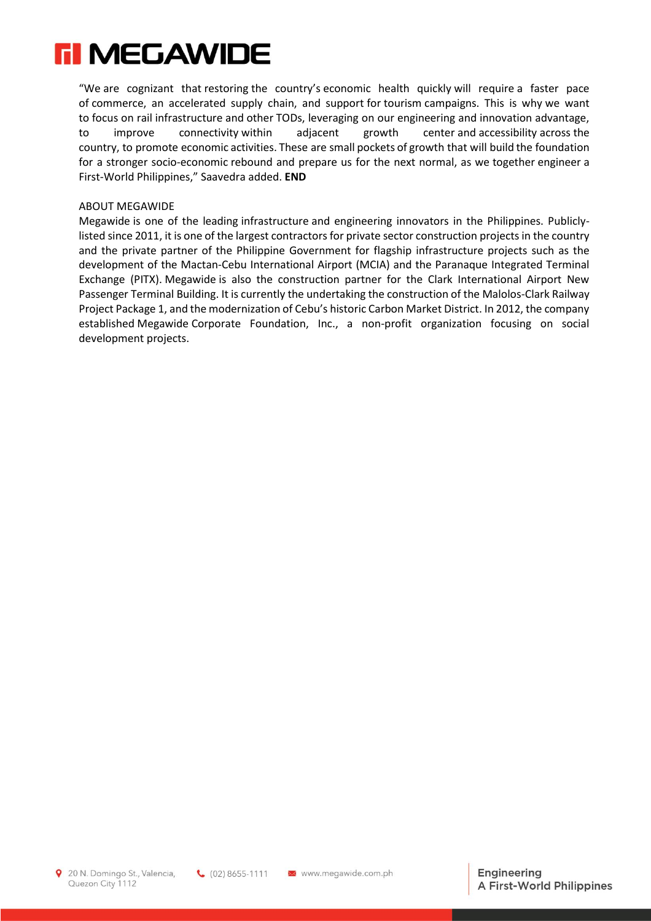"We are cognizant that restoring the country's economic health quickly will require a faster pace of commerce, an accelerated supply chain, and support for tourism campaigns. This is why we want to focus on rail infrastructure and other TODs, leveraging on our engineering and innovation advantage, to improve connectivity within adjacent growth center and accessibility across the country, to promote economic activities. These are small pockets of growth that will build the foundation for a stronger socio-economic rebound and prepare us for the next normal, as we together engineer a First-World Philippines," Saavedra added. **END**

ABOUT MEGAWIDE

Megawide is one of the leading infrastructure and engineering innovators in the Philippines. Publicly-listed since 2011, it is one of the largest contractors for private sector construction projects in the country and the private partner of the Philippine Government for flagship infrastructure projects such as the development of the Mactan-Cebu International Airport (MCIA) and the Paranaque Integrated Terminal Exchange (PITX). Megawide is also the construction partner for the Clark International Airport New Passenger Terminal Building. It is currently the undertaking the construction of the Malolos-Clark Railway Project Package 1, and the modernization of Cebu's historic Carbon Market District. In 2012, the company established Megawide Corporate Foundation, Inc., a non-profit organization focusing on social development projects.